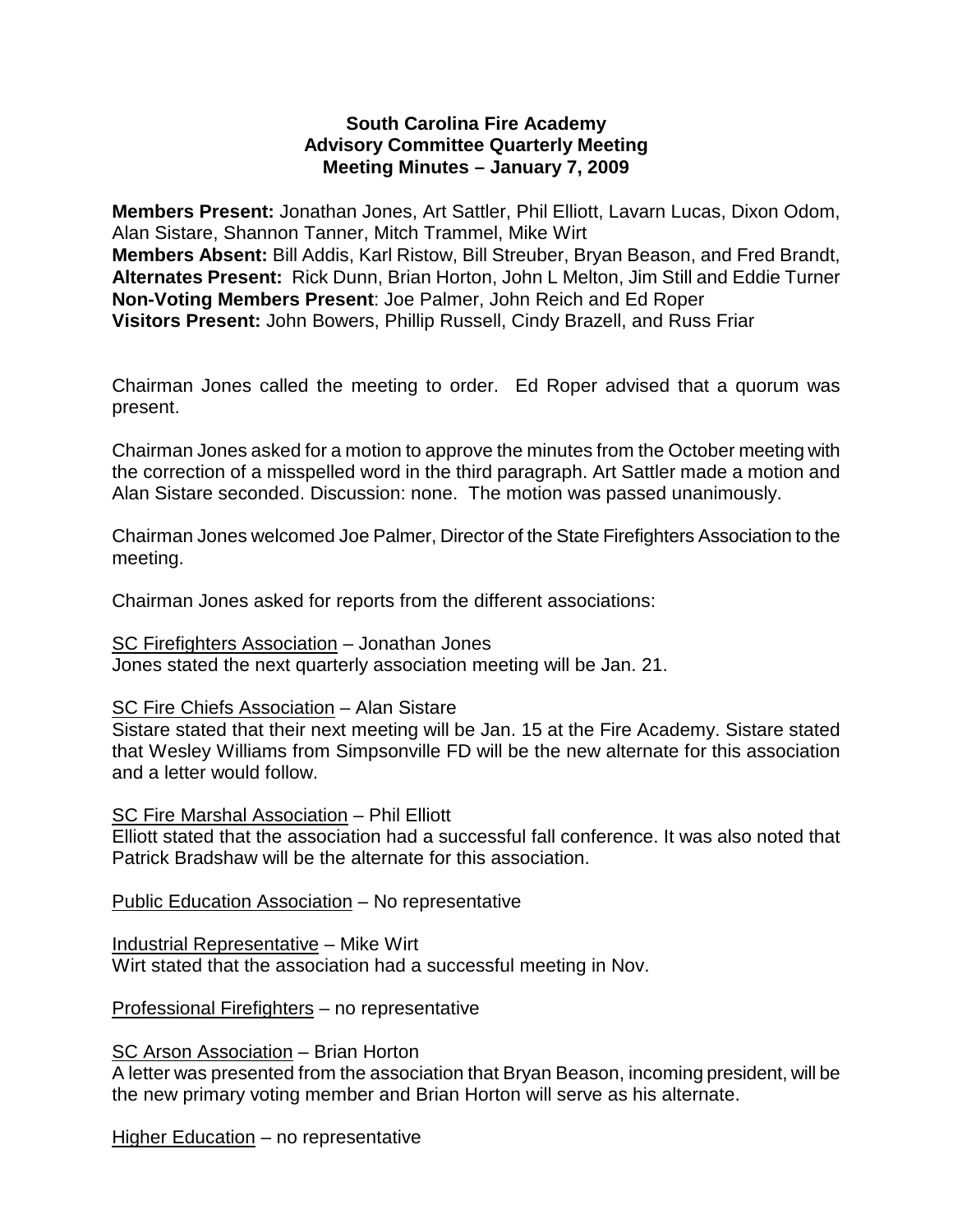**South Carolina Fire Academy**
**Advisory Committee Quarterly Meeting**
**Meeting Minutes – January 7, 2009**

**Members Present:** Jonathan Jones, Art Sattler, Phil Elliott, Lavarn Lucas, Dixon Odom, Alan Sistare, Shannon Tanner, Mitch Trammel, Mike Wirt
**Members Absent:** Bill Addis, Karl Ristow, Bill Streuber, Bryan Beason, and Fred Brandt,
**Alternates Present:** Rick Dunn, Brian Horton, John L Melton, Jim Still and Eddie Turner
**Non-Voting Members Present**: Joe Palmer, John Reich and Ed Roper
**Visitors Present:** John Bowers, Phillip Russell, Cindy Brazell, and Russ Friar

Chairman Jones called the meeting to order. Ed Roper advised that a quorum was present.

Chairman Jones asked for a motion to approve the minutes from the October meeting with the correction of a misspelled word in the third paragraph. Art Sattler made a motion and Alan Sistare seconded. Discussion: none. The motion was passed unanimously.

Chairman Jones welcomed Joe Palmer, Director of the State Firefighters Association to the meeting.

Chairman Jones asked for reports from the different associations:

<u>SC Firefighters Association</u> – Jonathan Jones
Jones stated the next quarterly association meeting will be Jan. 21.

<u>SC Fire Chiefs Association</u> – Alan Sistare
Sistare stated that their next meeting will be Jan. 15 at the Fire Academy. Sistare stated that Wesley Williams from Simpsonville FD will be the new alternate for this association and a letter would follow.

<u>SC Fire Marshal Association</u> – Phil Elliott
Elliott stated that the association had a successful fall conference. It was also noted that Patrick Bradshaw will be the alternate for this association.

<u>Public Education Association</u> – No representative

<u>Industrial Representative</u> – Mike Wirt
Wirt stated that the association had a successful meeting in Nov.

<u>Professional Firefighters</u> – no representative

<u>SC Arson Association</u> – Brian Horton
A letter was presented from the association that Bryan Beason, incoming president, will be the new primary voting member and Brian Horton will serve as his alternate.

<u>Higher Education</u> – no representative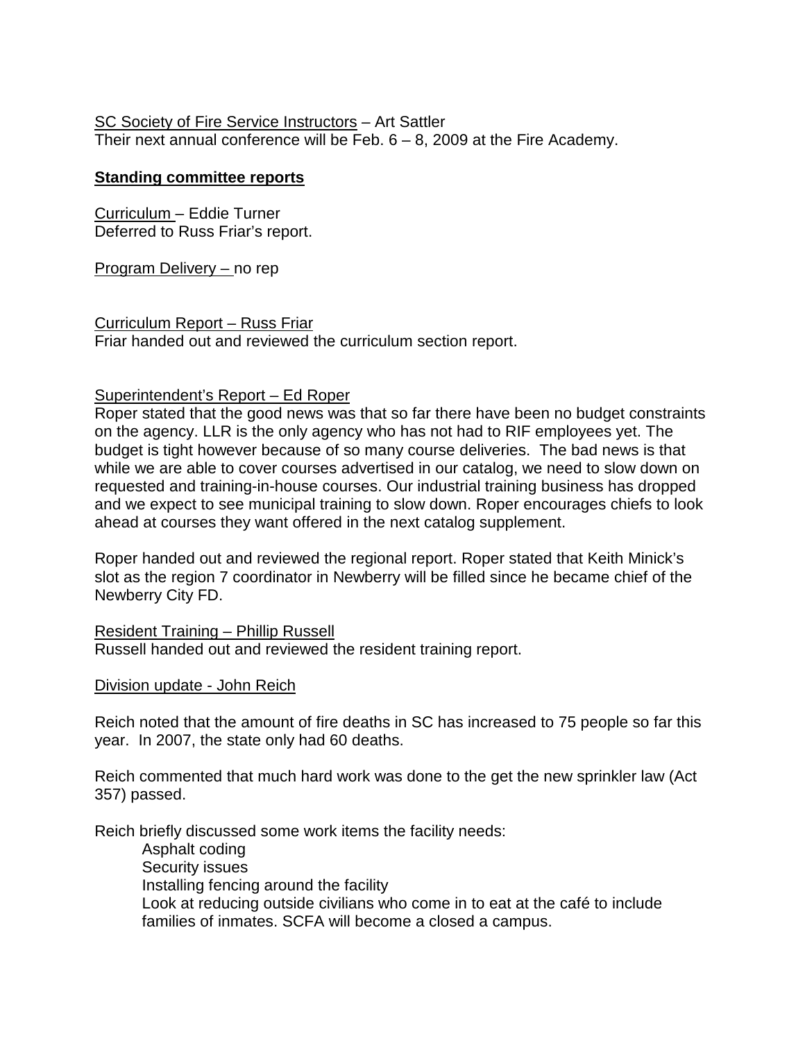SC Society of Fire Service Instructors – Art Sattler
Their next annual conference will be Feb. 6 – 8, 2009 at the Fire Academy.

**Standing committee reports**

Curriculum – Eddie Turner
Deferred to Russ Friar's report.

Program Delivery – no rep

Curriculum Report – Russ Friar
Friar handed out and reviewed the curriculum section report.

Superintendent's Report – Ed Roper
Roper stated that the good news was that so far there have been no budget constraints on the agency. LLR is the only agency who has not had to RIF employees yet. The budget is tight however because of so many course deliveries. The bad news is that while we are able to cover courses advertised in our catalog, we need to slow down on requested and training-in-house courses. Our industrial training business has dropped and we expect to see municipal training to slow down. Roper encourages chiefs to look ahead at courses they want offered in the next catalog supplement.

Roper handed out and reviewed the regional report. Roper stated that Keith Minick's slot as the region 7 coordinator in Newberry will be filled since he became chief of the Newberry City FD.

Resident Training – Phillip Russell
Russell handed out and reviewed the resident training report.

Division update - John Reich

Reich noted that the amount of fire deaths in SC has increased to 75 people so far this year. In 2007, the state only had 60 deaths.

Reich commented that much hard work was done to the get the new sprinkler law (Act 357) passed.

Reich briefly discussed some work items the facility needs:

- Asphalt coding
- Security issues
- Installing fencing around the facility
- Look at reducing outside civilians who come in to eat at the café to include families of inmates. SCFA will become a closed a campus.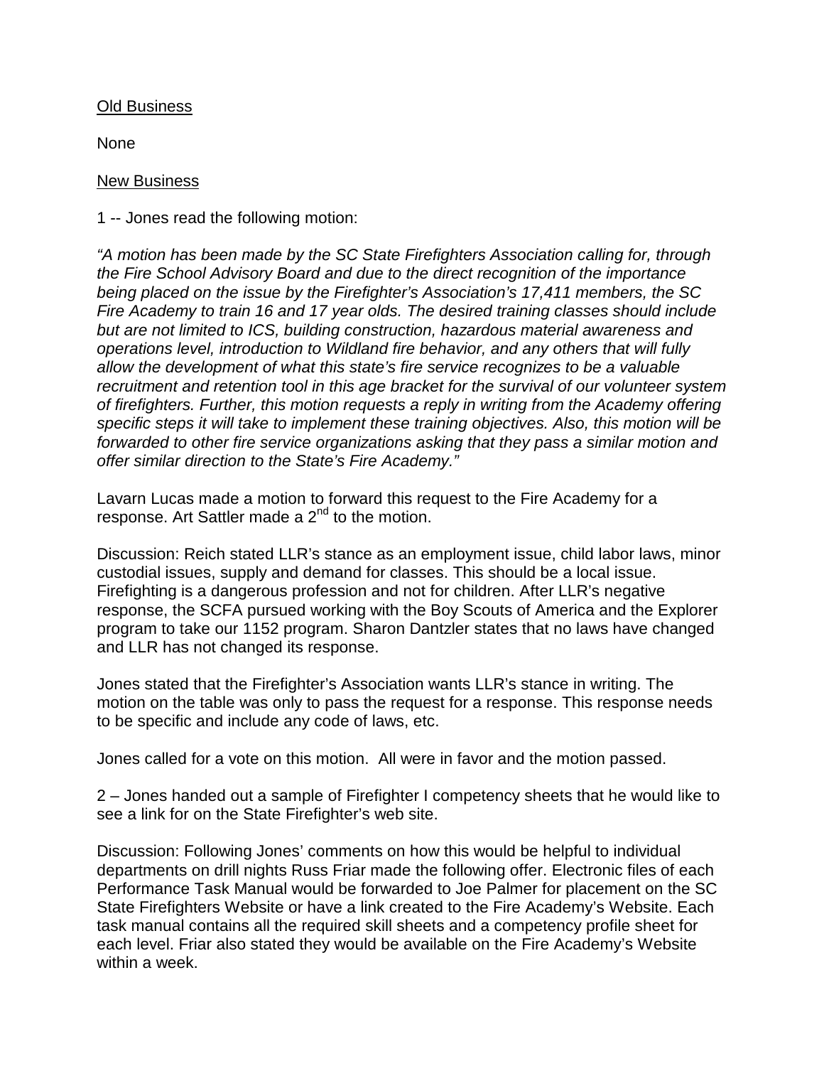Old Business

None

New Business

1 -- Jones read the following motion:

*"A motion has been made by the SC State Firefighters Association calling for, through the Fire School Advisory Board and due to the direct recognition of the importance being placed on the issue by the Firefighter's Association's 17,411 members, the SC Fire Academy to train 16 and 17 year olds. The desired training classes should include but are not limited to ICS, building construction, hazardous material awareness and operations level, introduction to Wildland fire behavior, and any others that will fully allow the development of what this state's fire service recognizes to be a valuable recruitment and retention tool in this age bracket for the survival of our volunteer system of firefighters. Further, this motion requests a reply in writing from the Academy offering specific steps it will take to implement these training objectives. Also, this motion will be forwarded to other fire service organizations asking that they pass a similar motion and offer similar direction to the State's Fire Academy."*

Lavarn Lucas made a motion to forward this request to the Fire Academy for a response. Art Sattler made a 2nd to the motion.

Discussion: Reich stated LLR's stance as an employment issue, child labor laws, minor custodial issues, supply and demand for classes. This should be a local issue. Firefighting is a dangerous profession and not for children. After LLR's negative response, the SCFA pursued working with the Boy Scouts of America and the Explorer program to take our 1152 program. Sharon Dantzler states that no laws have changed and LLR has not changed its response.

Jones stated that the Firefighter's Association wants LLR's stance in writing. The motion on the table was only to pass the request for a response. This response needs to be specific and include any code of laws, etc.

Jones called for a vote on this motion. All were in favor and the motion passed.

2 – Jones handed out a sample of Firefighter I competency sheets that he would like to see a link for on the State Firefighter's web site.

Discussion: Following Jones' comments on how this would be helpful to individual departments on drill nights Russ Friar made the following offer. Electronic files of each Performance Task Manual would be forwarded to Joe Palmer for placement on the SC State Firefighters Website or have a link created to the Fire Academy's Website. Each task manual contains all the required skill sheets and a competency profile sheet for each level. Friar also stated they would be available on the Fire Academy's Website within a week.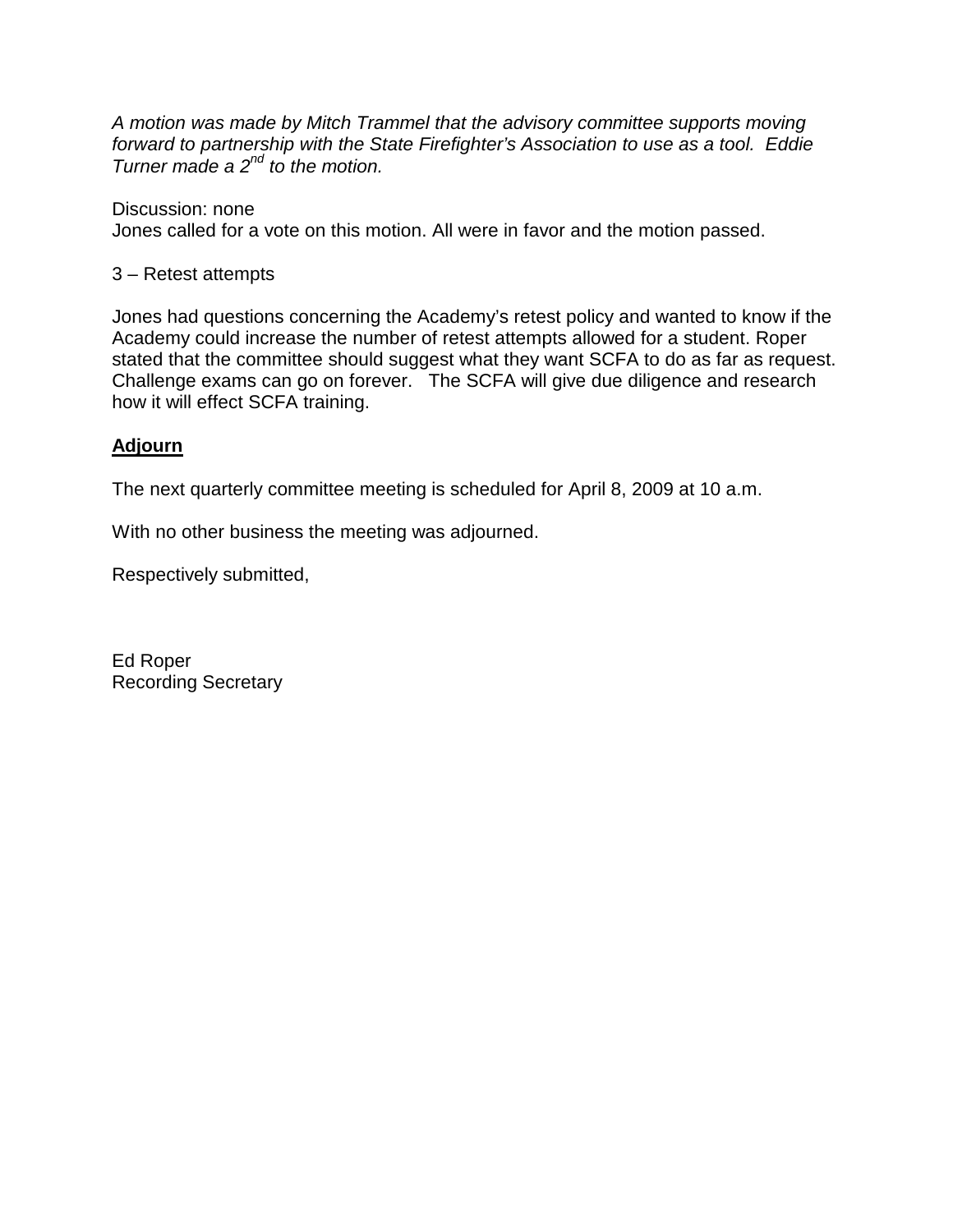*A motion was made by Mitch Trammel that the advisory committee supports moving forward to partnership with the State Firefighter's Association to use as a tool. Eddie Turner made a 2nd to the motion.*

Discussion: none
Jones called for a vote on this motion. All were in favor and the motion passed.

3 – Retest attempts

Jones had questions concerning the Academy's retest policy and wanted to know if the Academy could increase the number of retest attempts allowed for a student. Roper stated that the committee should suggest what they want SCFA to do as far as request. Challenge exams can go on forever. The SCFA will give due diligence and research how it will effect SCFA training.

**Adjourn**

The next quarterly committee meeting is scheduled for April 8, 2009 at 10 a.m.

With no other business the meeting was adjourned.

Respectively submitted,

Ed Roper
Recording Secretary